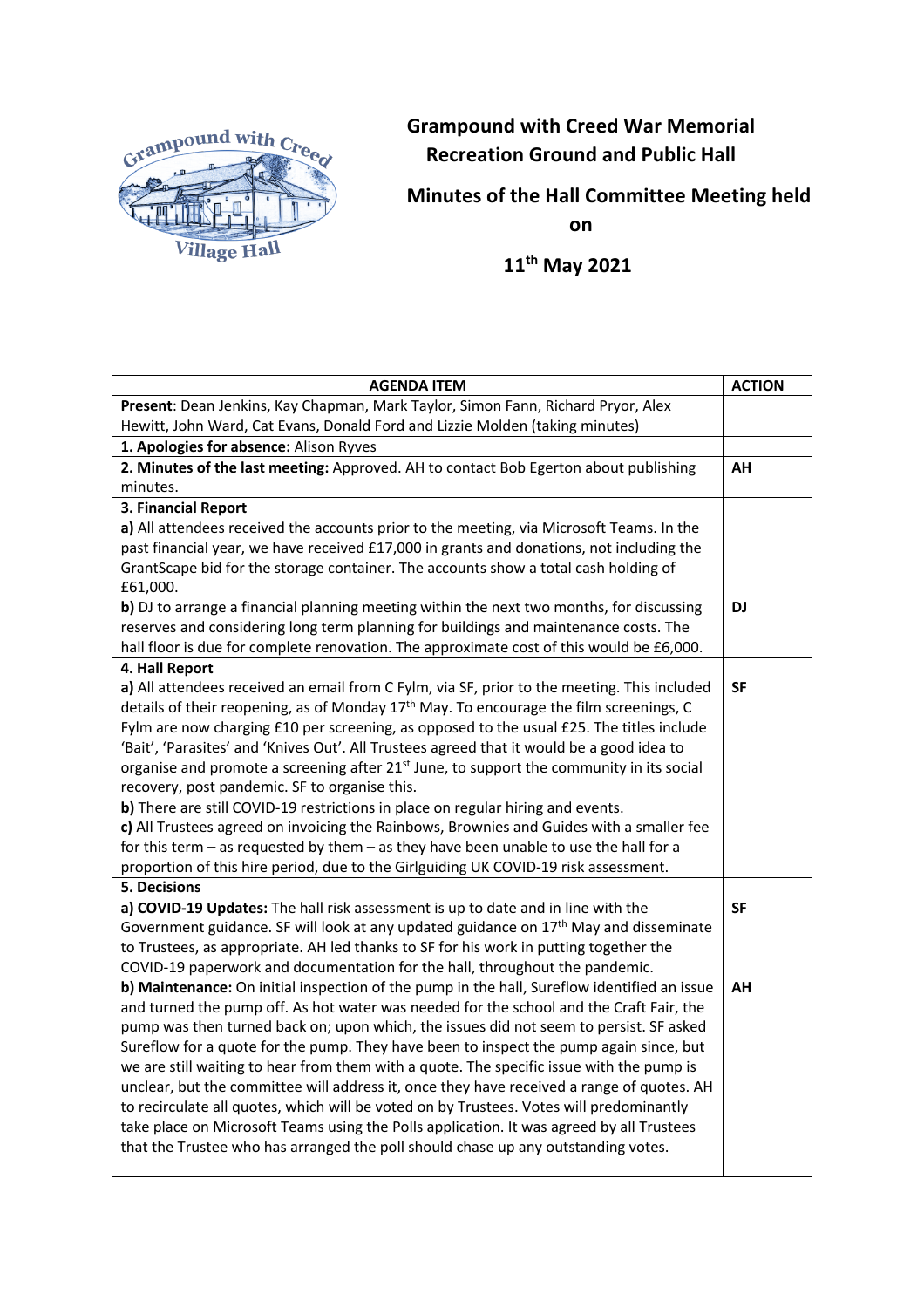# Grampound with Creed War Memorial Recreation Ground and Public Hall

## Minutes of the Hall Committee Meeting held on 11th May 2021

| AGENDA ITEM | ACTION |
| --- | --- |
| **Present**: Dean Jenkins, Kay Chapman, Mark Taylor, Simon Fann, Richard Pryor, Alex Hewitt, John Ward, Cat Evans, Donald Ford and Lizzie Molden (taking minutes) | |
| **1. Apologies for absence:** Alison Ryves | |
| **2. Minutes of the last meeting:** Approved. AH to contact Bob Egerton about publishing minutes. | **AH** |
| **3. Financial Report**<br>**a)** All attendees received the accounts prior to the meeting, via Microsoft Teams. In the past financial year, we have received £17,000 in grants and donations, not including the GrantScape bid for the storage container. The accounts show a total cash holding of £61,000.<br>**b)** DJ to arrange a financial planning meeting within the next two months, for discussing reserves and considering long term planning for buildings and maintenance costs. The hall floor is due for complete renovation. The approximate cost of this would be £6,000. | <br><br><br><br>**DJ** |
| **4. Hall Report**<br>**a)** All attendees received an email from C Fylm, via SF, prior to the meeting. This included details of their reopening, as of Monday 17th May. To encourage the film screenings, C Fylm are now charging £10 per screening, as opposed to the usual £25. The titles include 'Bait', 'Parasites' and 'Knives Out'. All Trustees agreed that it would be a good idea to organise and promote a screening after 21st June, to support the community in its social recovery, post pandemic. SF to organise this.<br>**b)** There are still COVID-19 restrictions in place on regular hiring and events.<br>**c)** All Trustees agreed on invoicing the Rainbows, Brownies and Guides with a smaller fee for this term – as requested by them – as they have been unable to use the hall for a proportion of this hire period, due to the Girlguiding UK COVID-19 risk assessment. | <br>**SF** |
| **5. Decisions**<br>**a) COVID-19 Updates:** The hall risk assessment is up to date and in line with the Government guidance. SF will look at any updated guidance on 17th May and disseminate to Trustees, as appropriate. AH led thanks to SF for his work in putting together the COVID-19 paperwork and documentation for the hall, throughout the pandemic.<br>**b) Maintenance:** On initial inspection of the pump in the hall, Sureflow identified an issue and turned the pump off. As hot water was needed for the school and the Craft Fair, the pump was then turned back on; upon which, the issues did not seem to persist. SF asked Sureflow for a quote for the pump. They have been to inspect the pump again since, but we are still waiting to hear from them with a quote. The specific issue with the pump is unclear, but the committee will address it, once they have received a range of quotes. AH to recirculate all quotes, which will be voted on by Trustees. Votes will predominantly take place on Microsoft Teams using the Polls application. It was agreed by all Trustees that the Trustee who has arranged the poll should chase up any outstanding votes. | <br>**SF**<br><br><br><br>**AH** |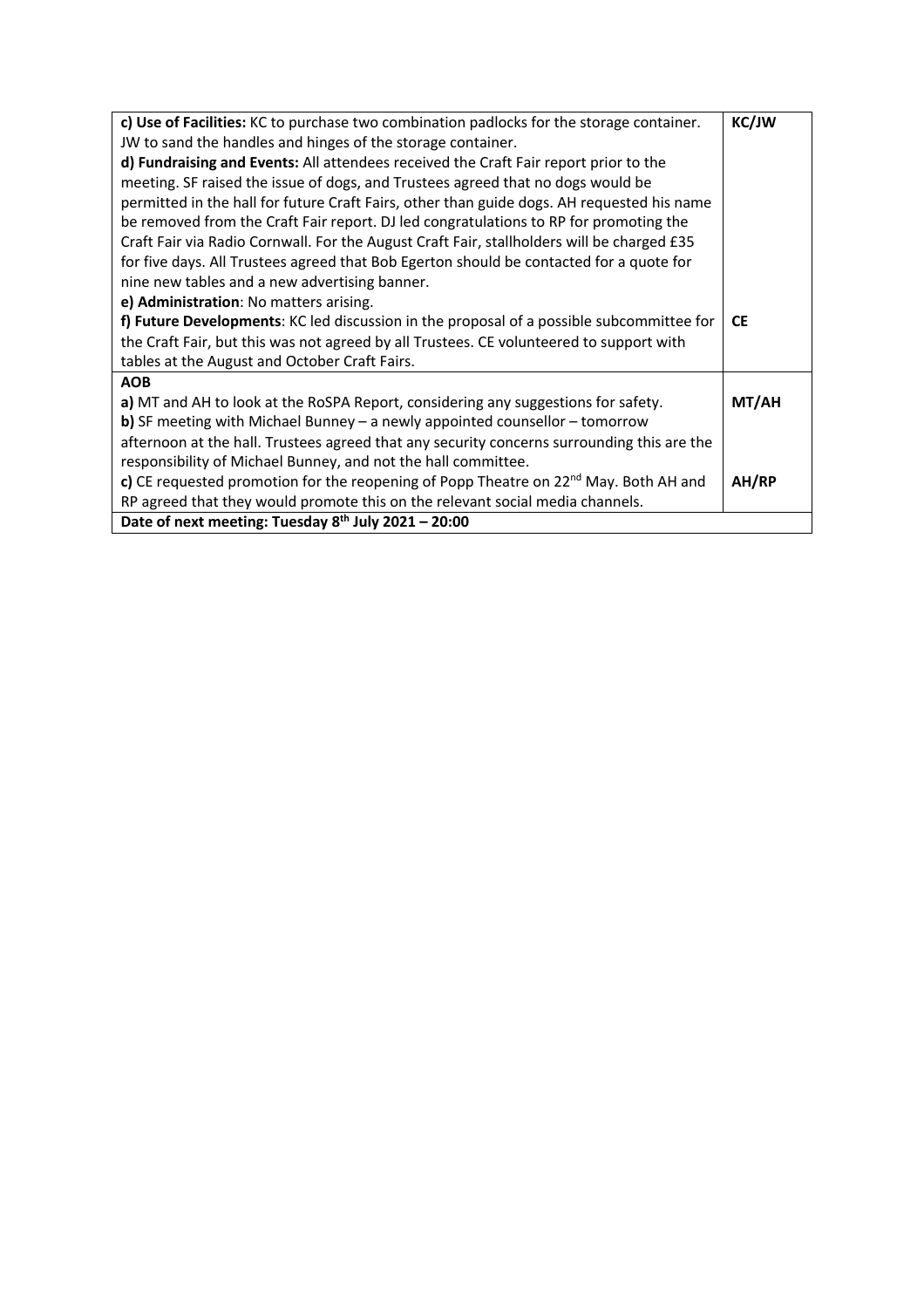| | |
|---|---|
| **c) Use of Facilities:** KC to purchase two combination padlocks for the storage container. JW to sand the handles and hinges of the storage container.<br>**d) Fundraising and Events:** All attendees received the Craft Fair report prior to the meeting. SF raised the issue of dogs, and Trustees agreed that no dogs would be permitted in the hall for future Craft Fairs, other than guide dogs. AH requested his name be removed from the Craft Fair report. DJ led congratulations to RP for promoting the Craft Fair via Radio Cornwall. For the August Craft Fair, stallholders will be charged £35 for five days. All Trustees agreed that Bob Egerton should be contacted for a quote for nine new tables and a new advertising banner.<br>**e) Administration**: No matters arising.<br>**f) Future Developments**: KC led discussion in the proposal of a possible subcommittee for the Craft Fair, but this was not agreed by all Trustees. CE volunteered to support with tables at the August and October Craft Fairs. | **KC/JW**<br><br><br><br><br><br><br><br><br><br>**CE** |
| **AOB**<br>**a)** MT and AH to look at the RoSPA Report, considering any suggestions for safety.<br>**b)** SF meeting with Michael Bunney – a newly appointed counsellor – tomorrow afternoon at the hall. Trustees agreed that any security concerns surrounding this are the responsibility of Michael Bunney, and not the hall committee.<br>**c)** CE requested promotion for the reopening of Popp Theatre on 22nd May. Both AH and RP agreed that they would promote this on the relevant social media channels. | <br>**MT/AH**<br><br><br><br>**AH/RP** |
| **Date of next meeting: Tuesday 8th July 2021 – 20:00** | |